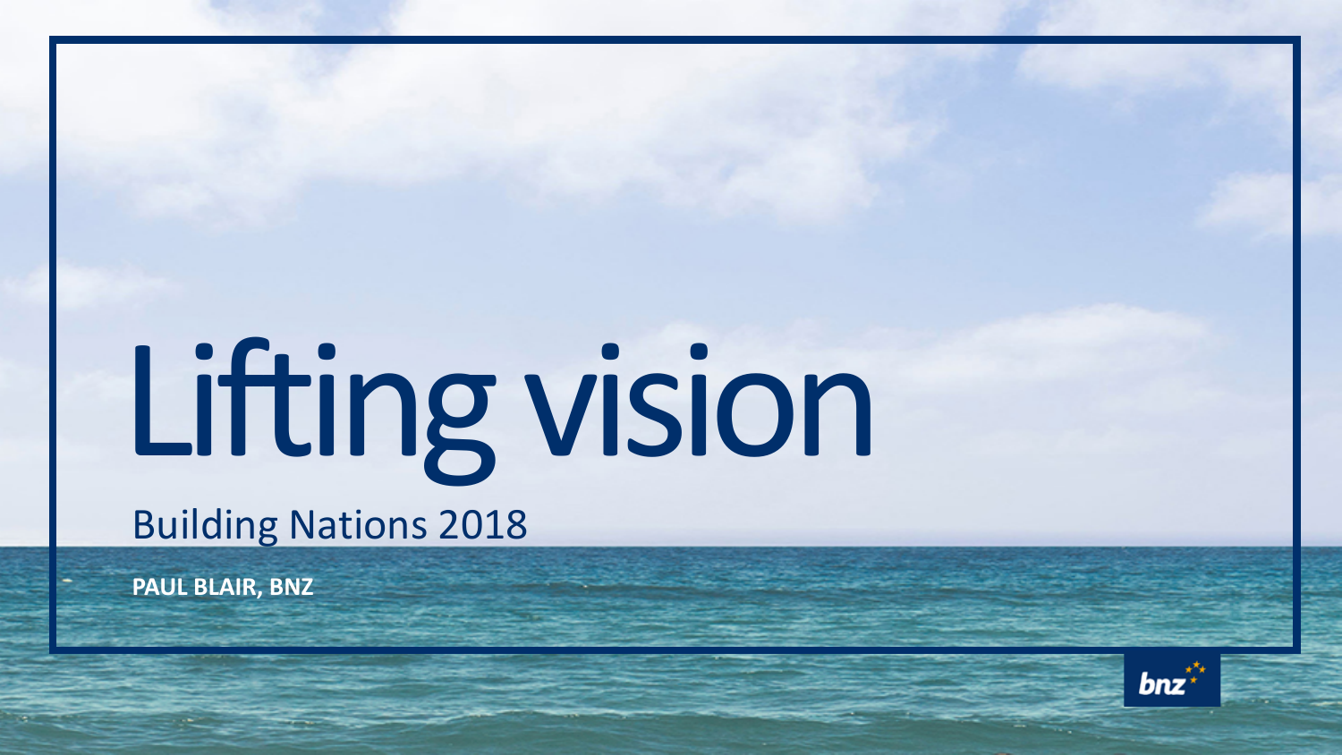# Lifting vision

## Building Nations 2018

**PAUL BLAIR, BNZ**

bnz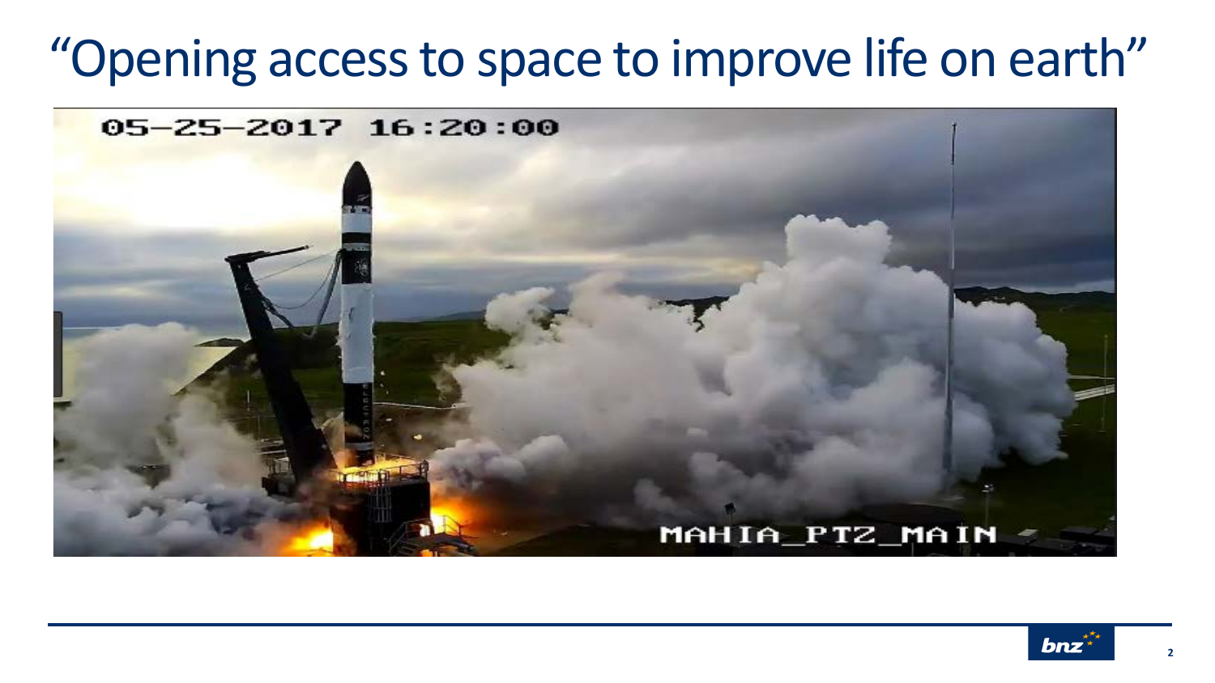# "Opening access to space to improve life on earth"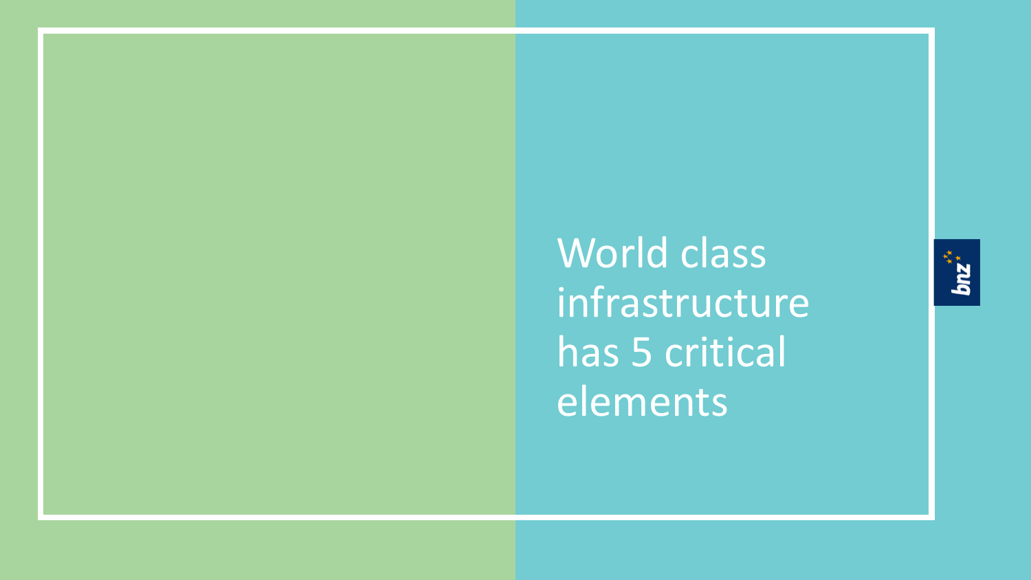# World class infrastructure has 5 critical elements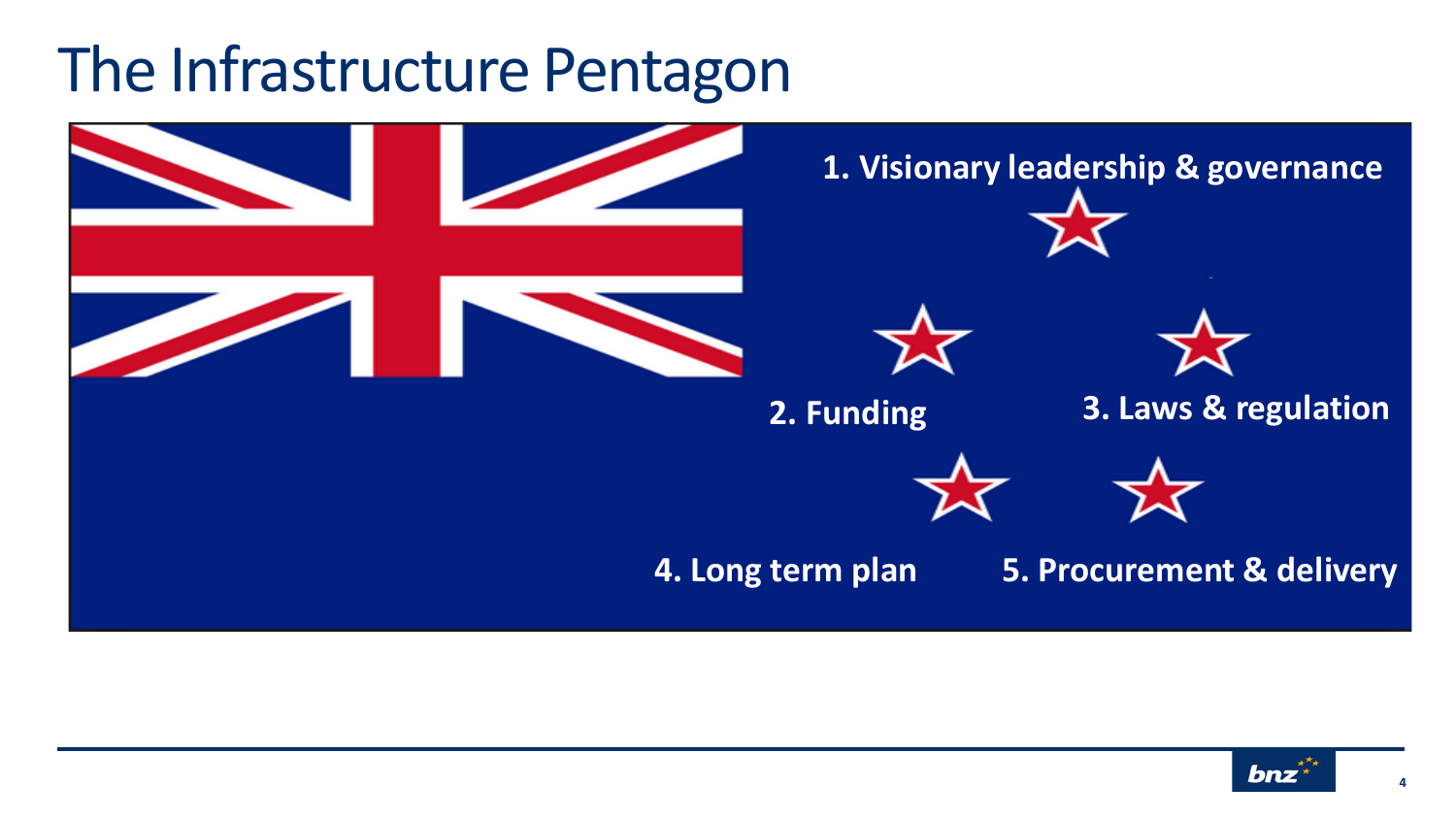# The Infrastructure Pentagon

1. Visionary leadership & governance
2. Funding
3. Laws & regulation
4. Long term plan
5. Procurement & delivery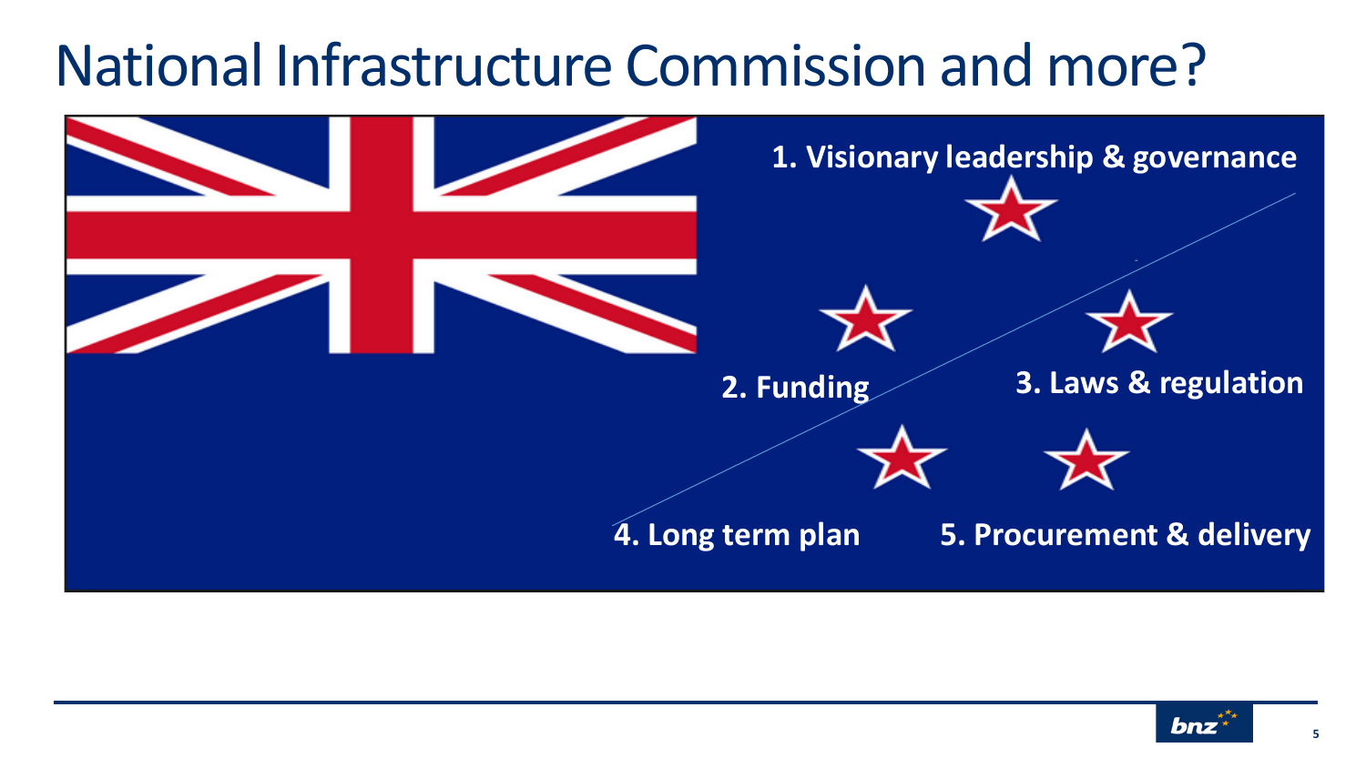# National Infrastructure Commission and more?

1. Visionary leadership & governance

2. Funding

3. Laws & regulation

4. Long term plan

5. Procurement & delivery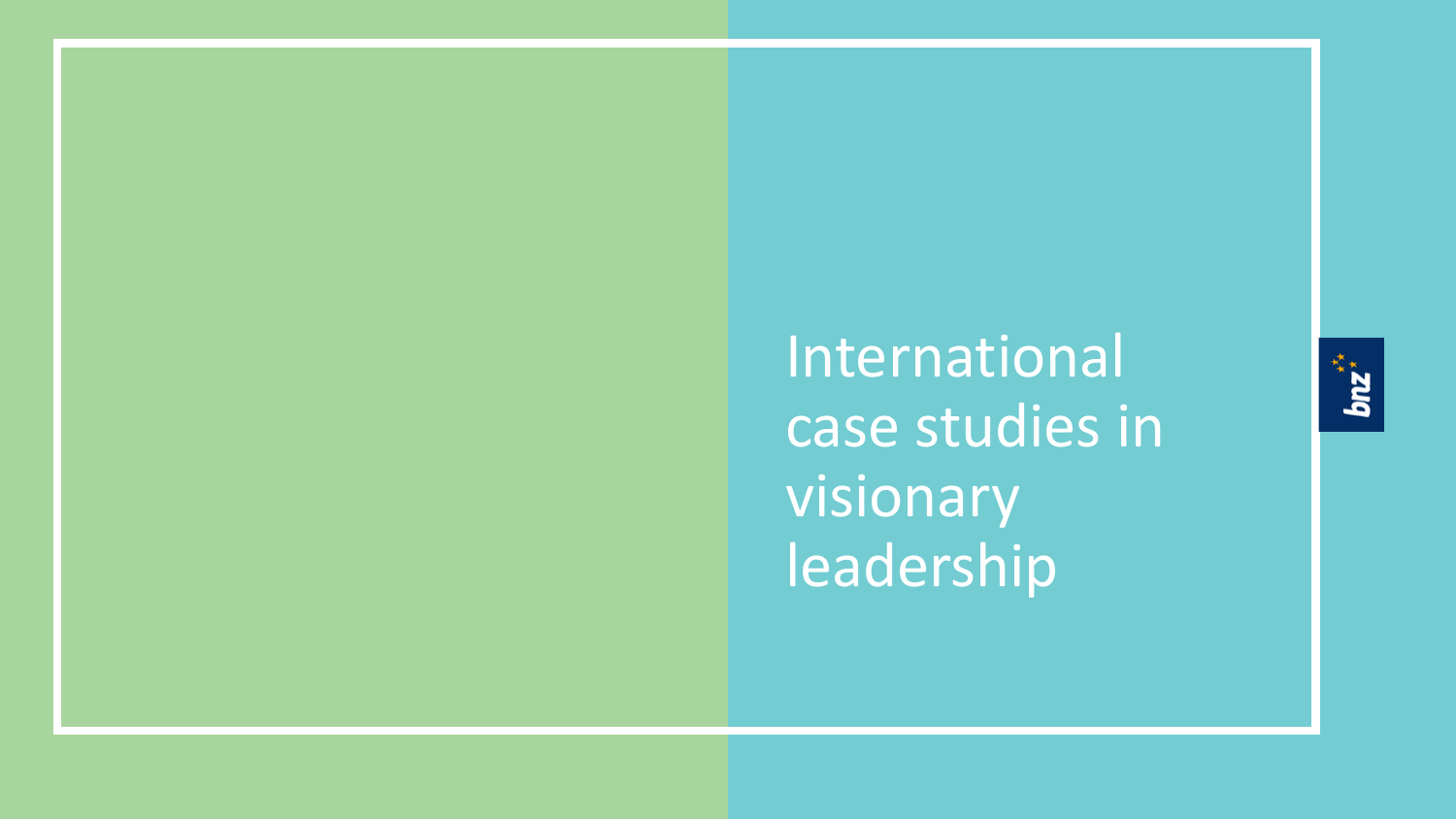# International case studies in visionary leadership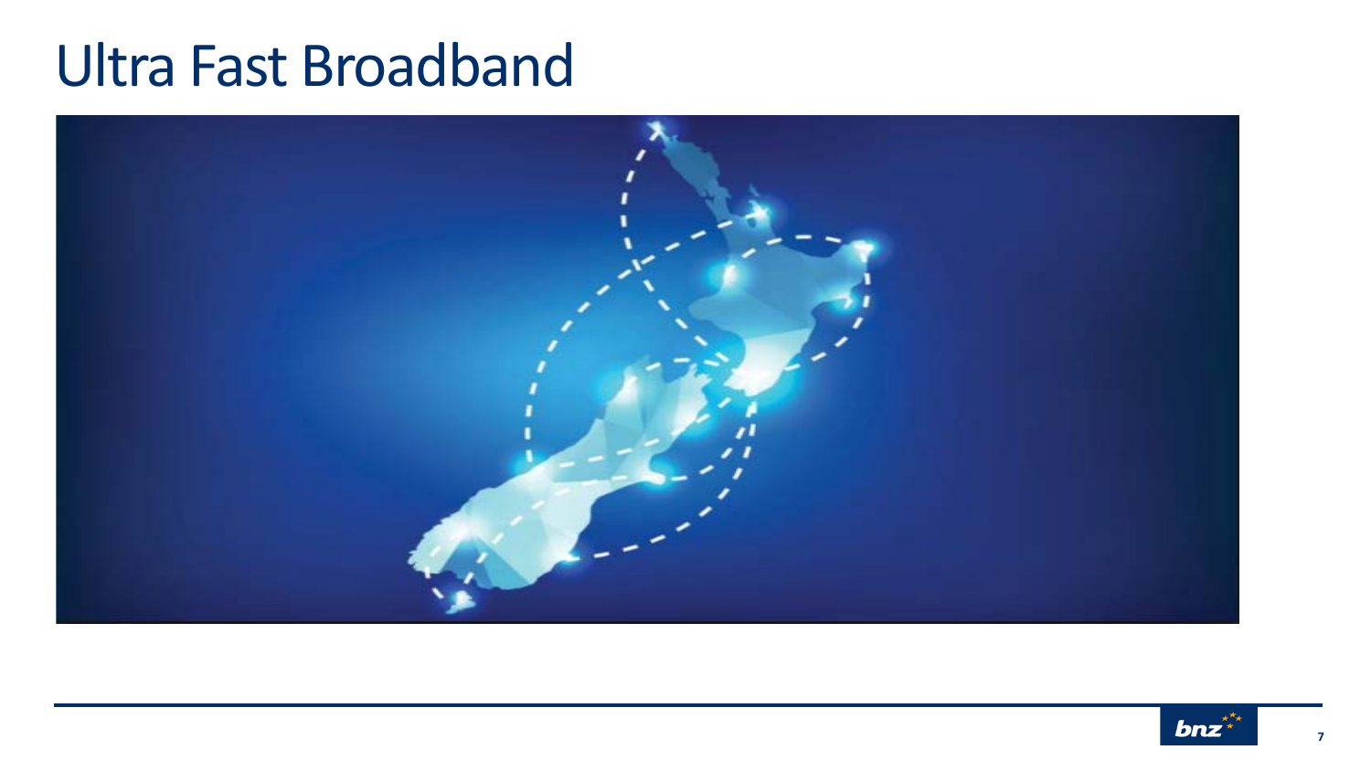# Ultra Fast Broadband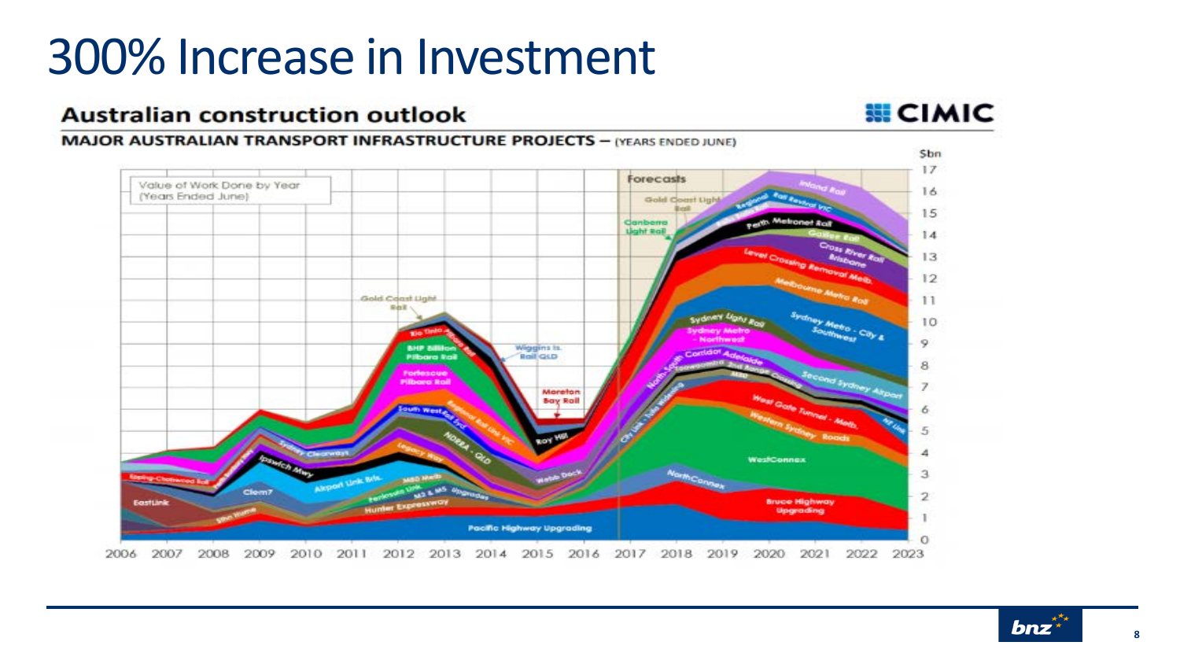# 300% Increase in Investment

## Australian construction outlook

CIMIC

**MAJOR AUSTRALIAN TRANSPORT INFRASTRUCTURE PROJECTS – (YEARS ENDED JUNE)**

Value of Work Done by Year (Years Ended June)

$bn

Forecasts

Gold Coast Light Rail, Canberra Light Rail, Regional Rail Revival VIC, Inland Rail, Perth Metronet Rail, Galilee Rail, Cross River Rail Brisbane, Level Crossing Removal Melb, Melbourne Metro Rail, Sydney Metro - City & Southwest, Sydney Light Rail, Sydney Metro - Northwest, North South Corridor Adelaide, Toowoomba 2nd Range Crossing, M80, Second Sydney Airport, West Gate Tunnel - Melb, Western Sydney Roads, NE Link, WestConnex, NorthConnex, Bruce Highway Upgrading, City Link - Tulla Widening, Roy Hill, Moreton Bay Rail, Wiggins Is. Rail QLD, Webb Dock, Rio Tinto Pilbara Rail, BHP Billiton Pilbara Rail, Fortescue Pilbara Rail, South West Rail Sydney, Regional Rail Link VIC, NDRRA - QLD, Legacy Way, M80 Melb, Peninsula Link, M2 & M5 Upgrades, Hunter Expressway, Airport Link Bris., Ipswich Mwy, Sydney Clearways, Perth Rail Upgrades, Epping-Chatswood Rail, Clem7, EastLink, Hume, Pacific Highway Upgrading

Years: 2006, 2007, 2008, 2009, 2010, 2011, 2012, 2013, 2014, 2015, 2016, 2017, 2018, 2019, 2020, 2021, 2022, 2023

Axis ($bn): 0, 1, 2, 3, 4, 5, 6, 7, 8, 9, 10, 11, 12, 13, 14, 15, 16, 17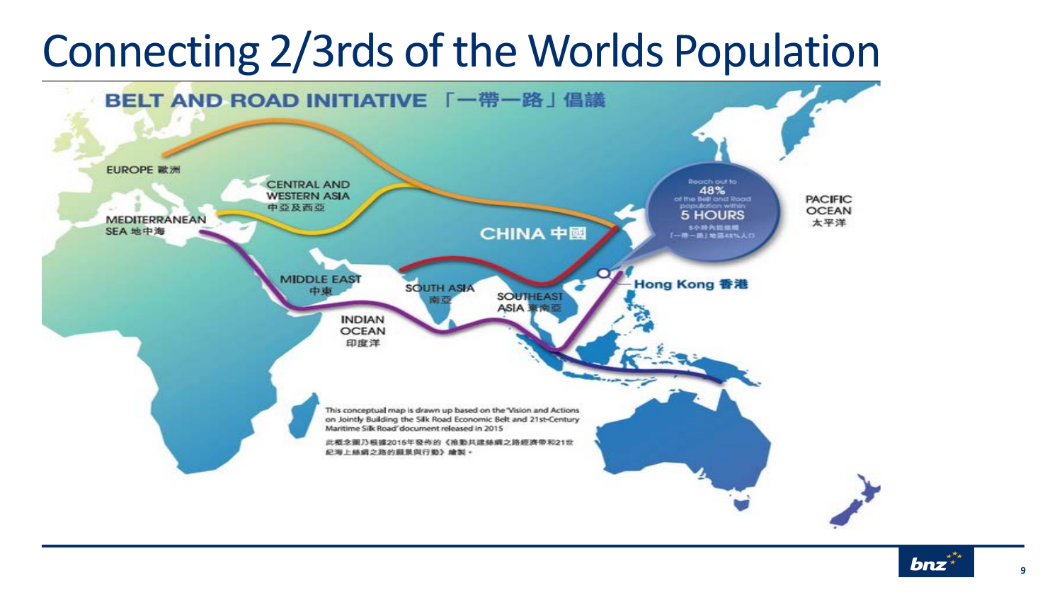# Connecting 2/3rds of the Worlds Population

BELT AND ROAD INITIATIVE 「一帶一路」倡議

EUROPE 歐洲

CENTRAL AND WESTERN ASIA 中亞及西亞

MEDITERRANEAN SEA 地中海

CHINA 中國

MIDDLE EAST 中東

SOUTH ASIA 南亞

SOUTHEAST ASIA 東南亞

INDIAN OCEAN 印度洋

PACIFIC OCEAN 太平洋

Hong Kong 香港

Reach out to 48% of the Belt and Road population within 5 HOURS

This conceptual map is drawn up based on the 'Vision and Actions on Jointly Building the Silk Road Economic Belt and 21st-Century Maritime Silk Road' document released in 2015

此概念圖乃根據2015年發佈的《推動共建絲綢之路經濟帶和21世紀海上絲綢之路的願景與行動》繪製。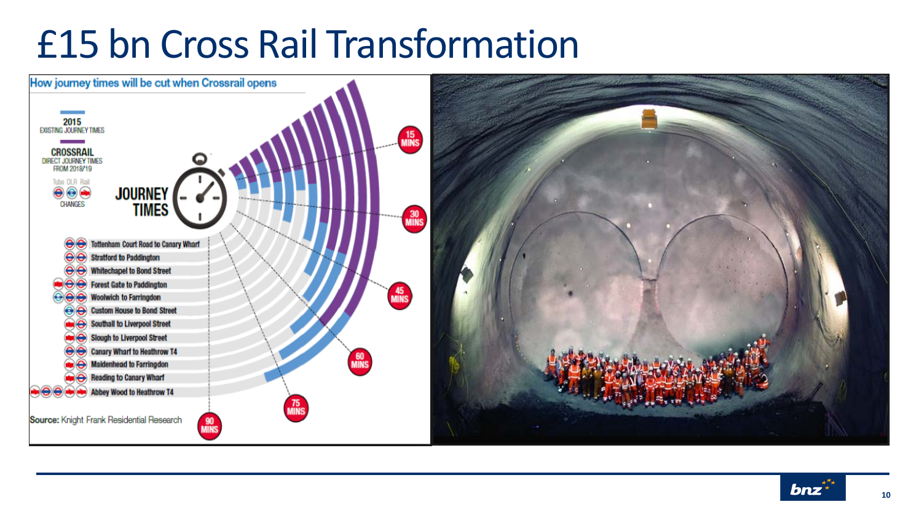# £15 bn Cross Rail Transformation

**How journey times will be cut when Crossrail opens**

2015
EXISTING JOURNEY TIMES

CROSSRAIL
DIRECT JOURNEY TIMES FROM 2018/19

Tube DLR Rail
CHANGES

JOURNEY TIMES

- Tottenham Court Road to Canary Wharf
- Stratford to Paddington
- Whitechapel to Bond Street
- Forest Gate to Paddington
- Woolwich to Farringdon
- Custom House to Bond Street
- Southall to Liverpool Street
- Slough to Liverpool Street
- Canary Wharf to Heathrow T4
- Maidenhead to Farringdon
- Reading to Canary Wharf
- Abbey Wood to Heathrow T4

15 MINS · 30 MINS · 45 MINS · 60 MINS · 75 MINS · 90 MINS

**Source:** Knight Frank Residential Research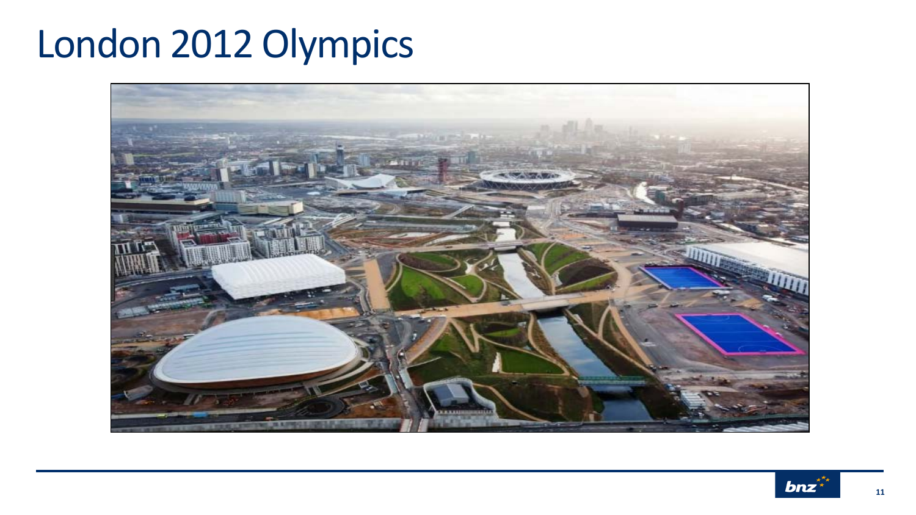# London 2012 Olympics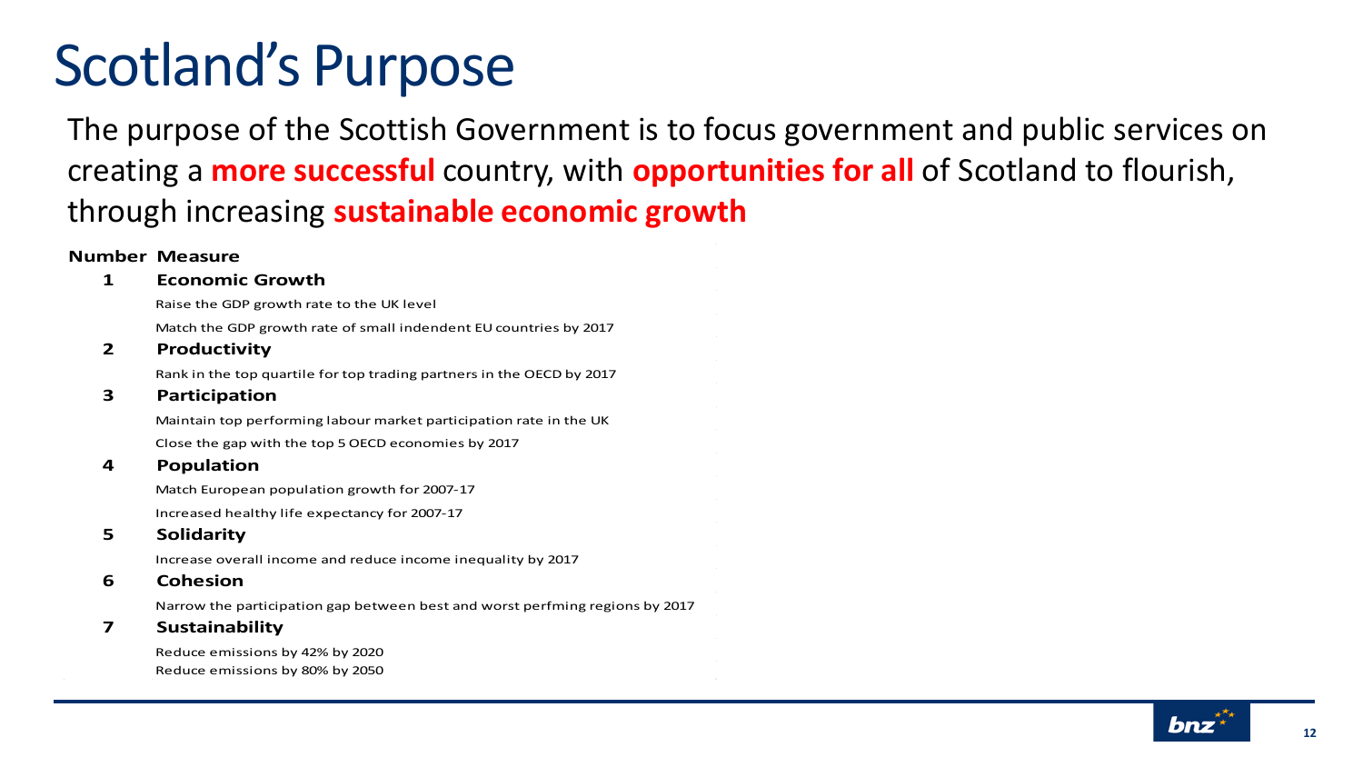# Scotland's Purpose

The purpose of the Scottish Government is to focus government and public services on creating a **more successful** country, with **opportunities for all** of Scotland to flourish, through increasing **sustainable economic growth**

| Number | Measure |
|---|---|
| **1** | **Economic Growth** |
| | Raise the GDP growth rate to the UK level |
| | Match the GDP growth rate of small indendent EU countries by 2017 |
| **2** | **Productivity** |
| | Rank in the top quartile for top trading partners in the OECD by 2017 |
| **3** | **Participation** |
| | Maintain top performing labour market participation rate in the UK |
| | Close the gap with the top 5 OECD economies by 2017 |
| **4** | **Population** |
| | Match European population growth for 2007-17 |
| | Increased healthy life expectancy for 2007-17 |
| **5** | **Solidarity** |
| | Increase overall income and reduce income inequality by 2017 |
| **6** | **Cohesion** |
| | Narrow the participation gap between best and worst perfming regions by 2017 |
| **7** | **Sustainability** |
| | Reduce emissions by 42% by 2020 |
| | Reduce emissions by 80% by 2050 |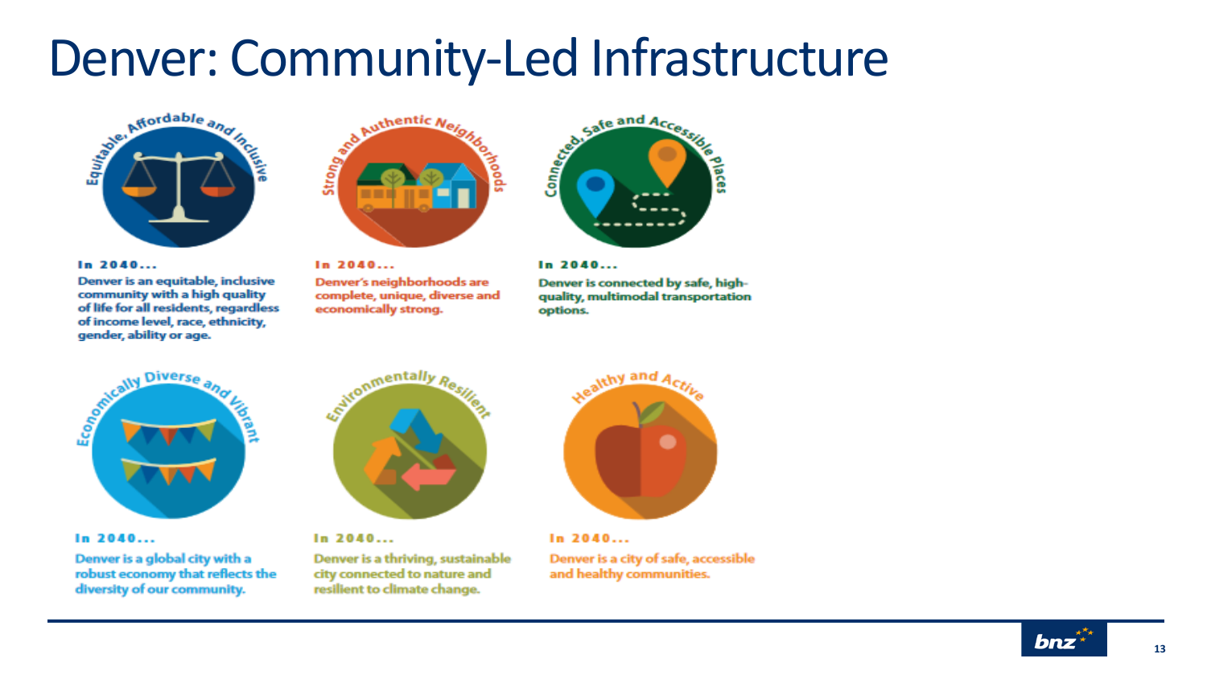# Denver: Community-Led Infrastructure

**Equitable, Affordable and Inclusive**

**In 2040...**

**Denver is an equitable, inclusive community with a high quality of life for all residents, regardless of income level, race, ethnicity, gender, ability or age.**

**Strong and Authentic Neighborhoods**

**In 2040...**

**Denver's neighborhoods are complete, unique, diverse and economically strong.**

**Connected, Safe and Accessible Places**

**In 2040...**

**Denver is connected by safe, high-quality, multimodal transportation options.**

**Economically Diverse and Vibrant**

**In 2040...**

**Denver is a global city with a robust economy that reflects the diversity of our community.**

**Environmentally Resilient**

**In 2040...**

**Denver is a thriving, sustainable city connected to nature and resilient to climate change.**

**Healthy and Active**

**In 2040...**

**Denver is a city of safe, accessible and healthy communities.**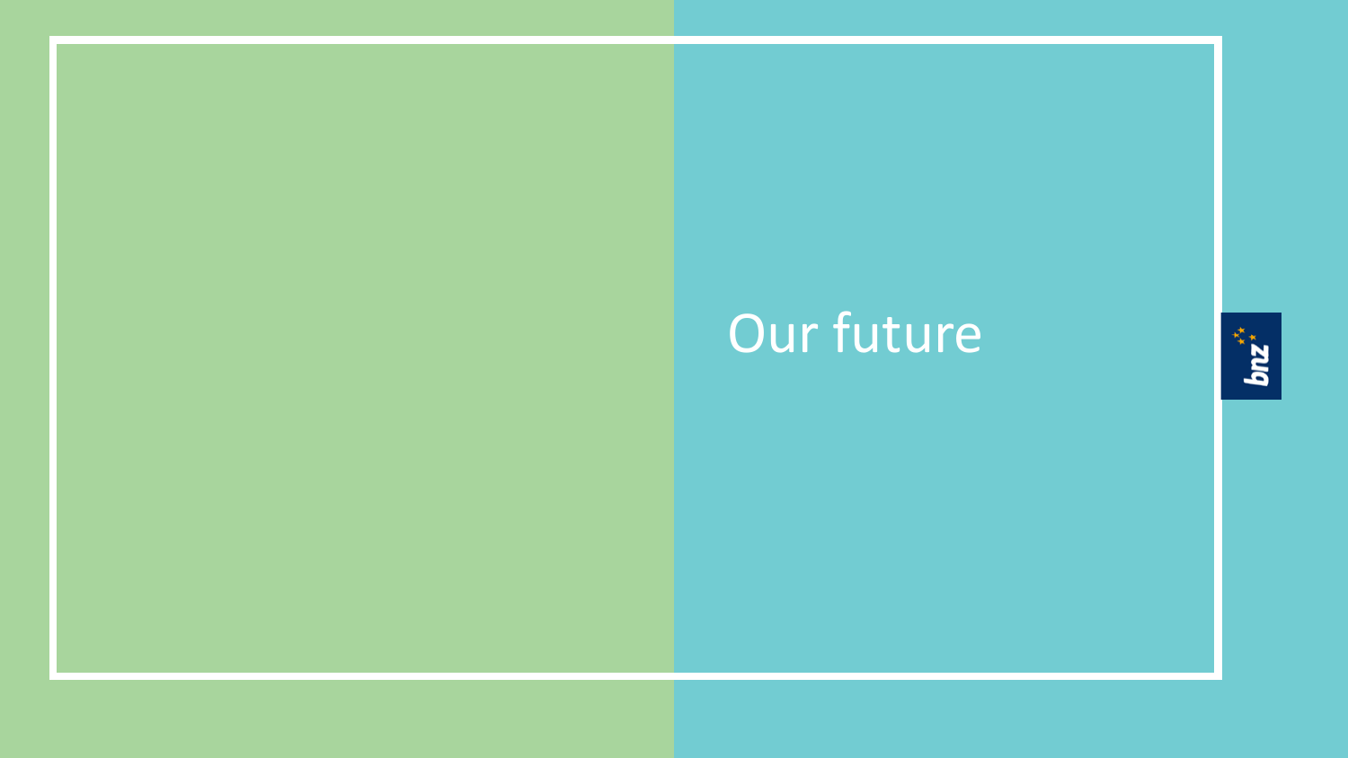# Our future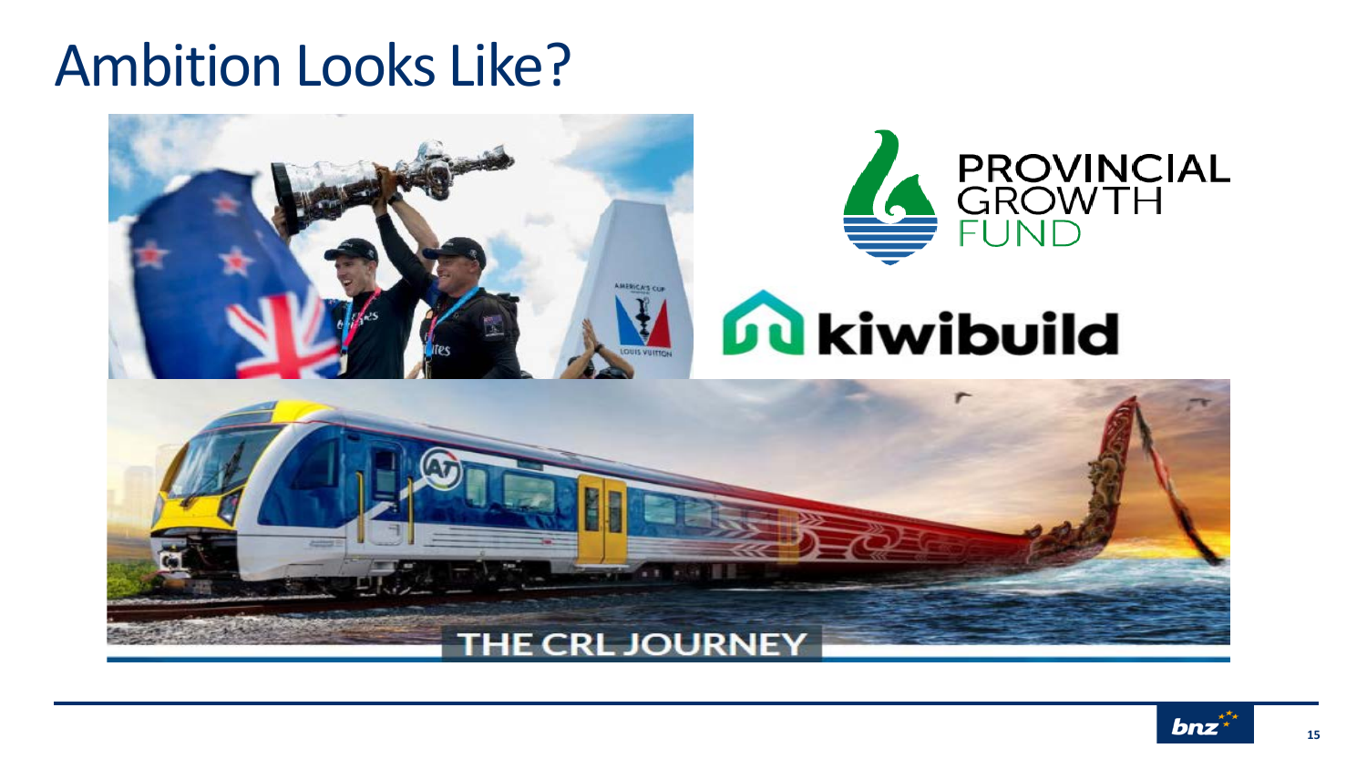# Ambition Looks Like?

PROVINCIAL GROWTH FUND

kiwibuild

THE CRL JOURNEY